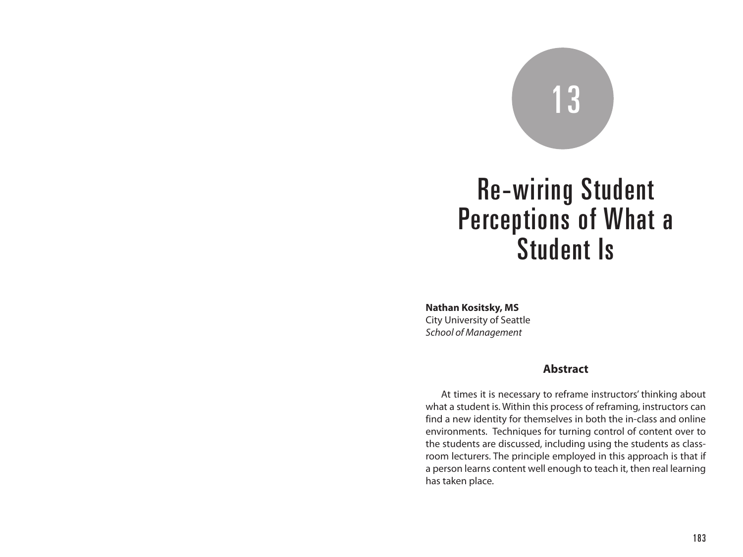# 13

# Re-wiring Student Perceptions of What a Student Is

**Nathan Kositsky, MS**
City University of Seattle
*School of Management*

## Abstract

At times it is necessary to reframe instructors' thinking about what a student is. Within this process of reframing, instructors can find a new identity for themselves in both the in-class and online environments. Techniques for turning control of content over to the students are discussed, including using the students as classroom lecturers. The principle employed in this approach is that if a person learns content well enough to teach it, then real learning has taken place.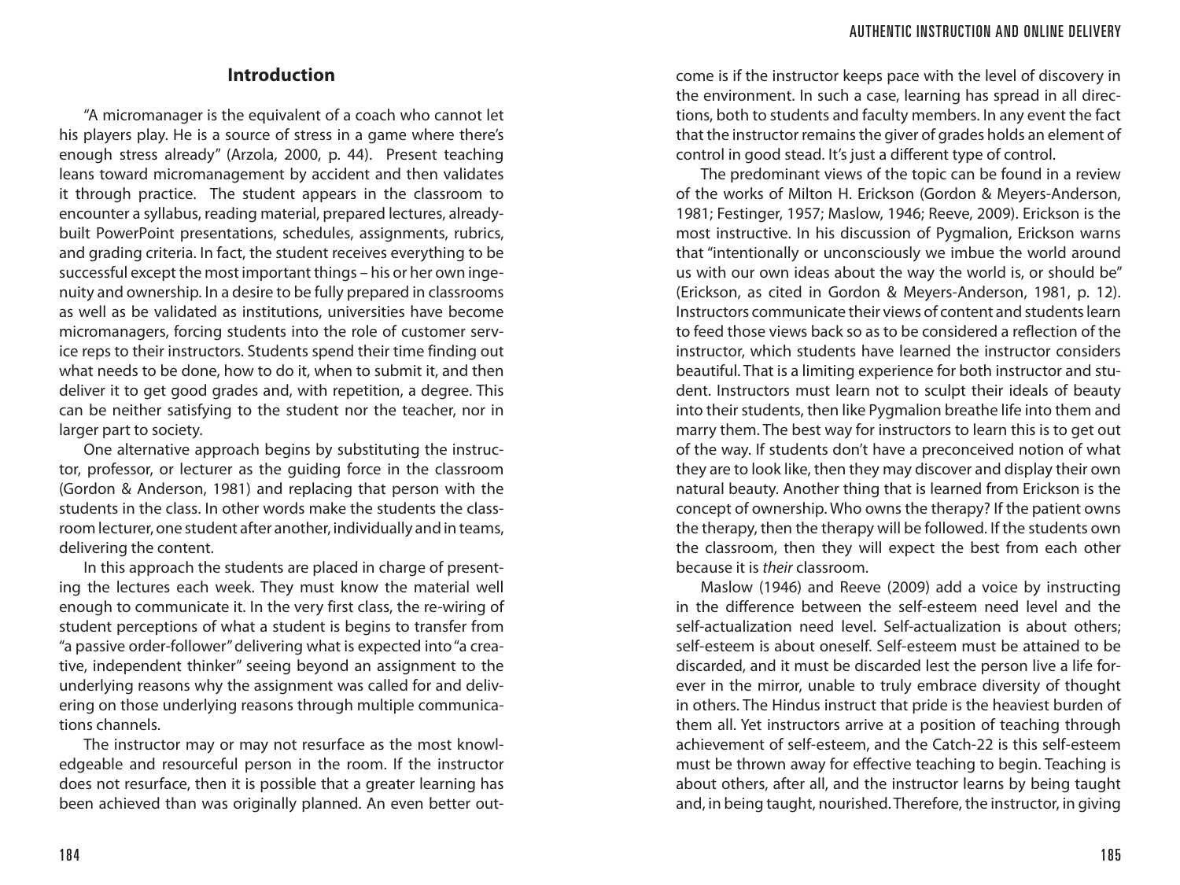## Introduction

"A micromanager is the equivalent of a coach who cannot let his players play. He is a source of stress in a game where there's enough stress already" (Arzola, 2000, p. 44). Present teaching leans toward micromanagement by accident and then validates it through practice. The student appears in the classroom to encounter a syllabus, reading material, prepared lectures, already-built PowerPoint presentations, schedules, assignments, rubrics, and grading criteria. In fact, the student receives everything to be successful except the most important things – his or her own ingenuity and ownership. In a desire to be fully prepared in classrooms as well as be validated as institutions, universities have become micromanagers, forcing students into the role of customer service reps to their instructors. Students spend their time finding out what needs to be done, how to do it, when to submit it, and then deliver it to get good grades and, with repetition, a degree. This can be neither satisfying to the student nor the teacher, nor in larger part to society.

One alternative approach begins by substituting the instructor, professor, or lecturer as the guiding force in the classroom (Gordon & Anderson, 1981) and replacing that person with the students in the class. In other words make the students the classroom lecturer, one student after another, individually and in teams, delivering the content.

In this approach the students are placed in charge of presenting the lectures each week. They must know the material well enough to communicate it. In the very first class, the re-wiring of student perceptions of what a student is begins to transfer from "a passive order-follower" delivering what is expected into "a creative, independent thinker" seeing beyond an assignment to the underlying reasons why the assignment was called for and delivering on those underlying reasons through multiple communications channels.

The instructor may or may not resurface as the most knowledgeable and resourceful person in the room. If the instructor does not resurface, then it is possible that a greater learning has been achieved than was originally planned. An even better outcome is if the instructor keeps pace with the level of discovery in the environment. In such a case, learning has spread in all directions, both to students and faculty members. In any event the fact that the instructor remains the giver of grades holds an element of control in good stead. It's just a different type of control.

The predominant views of the topic can be found in a review of the works of Milton H. Erickson (Gordon & Meyers-Anderson, 1981; Festinger, 1957; Maslow, 1946; Reeve, 2009). Erickson is the most instructive. In his discussion of Pygmalion, Erickson warns that "intentionally or unconsciously we imbue the world around us with our own ideas about the way the world is, or should be" (Erickson, as cited in Gordon & Meyers-Anderson, 1981, p. 12). Instructors communicate their views of content and students learn to feed those views back so as to be considered a reflection of the instructor, which students have learned the instructor considers beautiful. That is a limiting experience for both instructor and student. Instructors must learn not to sculpt their ideals of beauty into their students, then like Pygmalion breathe life into them and marry them. The best way for instructors to learn this is to get out of the way. If students don't have a preconceived notion of what they are to look like, then they may discover and display their own natural beauty. Another thing that is learned from Erickson is the concept of ownership. Who owns the therapy? If the patient owns the therapy, then the therapy will be followed. If the students own the classroom, then they will expect the best from each other because it is *their* classroom.

Maslow (1946) and Reeve (2009) add a voice by instructing in the difference between the self-esteem need level and the self-actualization need level. Self-actualization is about others; self-esteem is about oneself. Self-esteem must be attained to be discarded, and it must be discarded lest the person live a life forever in the mirror, unable to truly embrace diversity of thought in others. The Hindus instruct that pride is the heaviest burden of them all. Yet instructors arrive at a position of teaching through achievement of self-esteem, and the Catch-22 is this self-esteem must be thrown away for effective teaching to begin. Teaching is about others, after all, and the instructor learns by being taught and, in being taught, nourished. Therefore, the instructor, in giving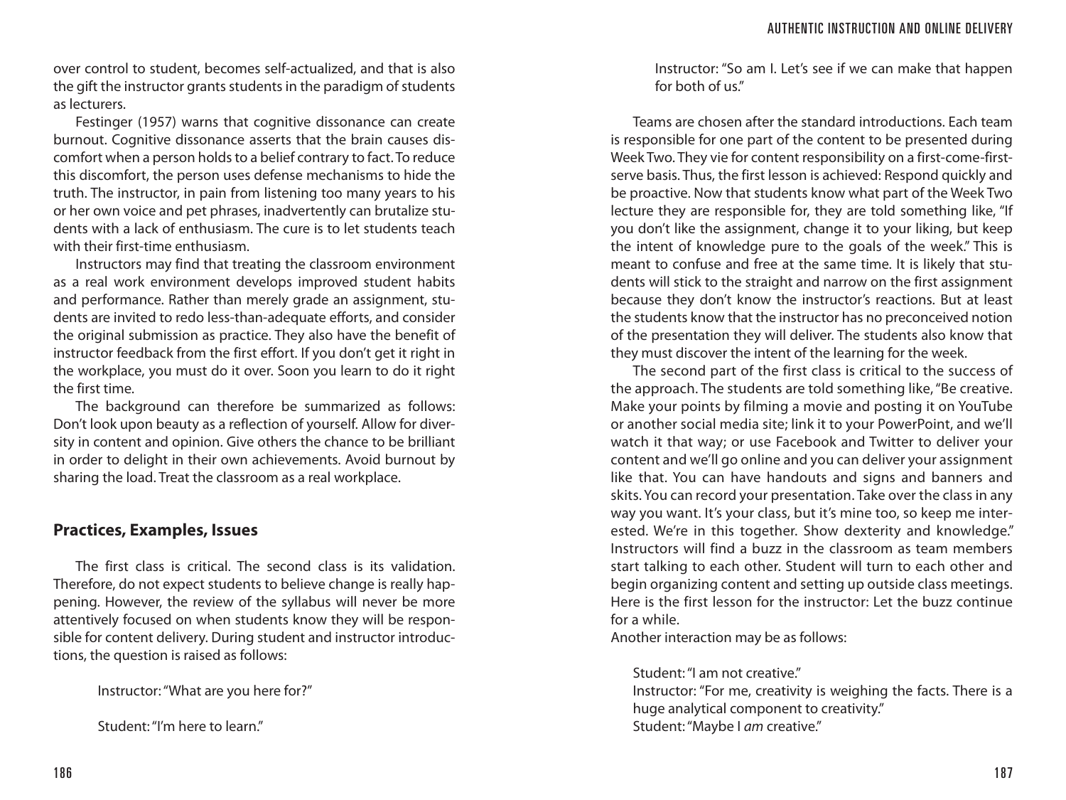over control to student, becomes self-actualized, and that is also the gift the instructor grants students in the paradigm of students as lecturers.

Festinger (1957) warns that cognitive dissonance can create burnout. Cognitive dissonance asserts that the brain causes discomfort when a person holds to a belief contrary to fact. To reduce this discomfort, the person uses defense mechanisms to hide the truth. The instructor, in pain from listening too many years to his or her own voice and pet phrases, inadvertently can brutalize students with a lack of enthusiasm. The cure is to let students teach with their first-time enthusiasm.

Instructors may find that treating the classroom environment as a real work environment develops improved student habits and performance. Rather than merely grade an assignment, students are invited to redo less-than-adequate efforts, and consider the original submission as practice. They also have the benefit of instructor feedback from the first effort. If you don't get it right in the workplace, you must do it over. Soon you learn to do it right the first time.

The background can therefore be summarized as follows: Don't look upon beauty as a reflection of yourself. Allow for diversity in content and opinion. Give others the chance to be brilliant in order to delight in their own achievements. Avoid burnout by sharing the load. Treat the classroom as a real workplace.

## Practices, Examples, Issues

The first class is critical. The second class is its validation. Therefore, do not expect students to believe change is really happening. However, the review of the syllabus will never be more attentively focused on when students know they will be responsible for content delivery. During student and instructor introductions, the question is raised as follows:

> Instructor: "What are you here for?"
>
> Student: "I'm here to learn."
>
> Instructor: "So am I. Let's see if we can make that happen for both of us."

Teams are chosen after the standard introductions. Each team is responsible for one part of the content to be presented during Week Two. They vie for content responsibility on a first-come-first-serve basis. Thus, the first lesson is achieved: Respond quickly and be proactive. Now that students know what part of the Week Two lecture they are responsible for, they are told something like, "If you don't like the assignment, change it to your liking, but keep the intent of knowledge pure to the goals of the week." This is meant to confuse and free at the same time. It is likely that students will stick to the straight and narrow on the first assignment because they don't know the instructor's reactions. But at least the students know that the instructor has no preconceived notion of the presentation they will deliver. The students also know that they must discover the intent of the learning for the week.

The second part of the first class is critical to the success of the approach. The students are told something like, "Be creative. Make your points by filming a movie and posting it on YouTube or another social media site; link it to your PowerPoint, and we'll watch it that way; or use Facebook and Twitter to deliver your content and we'll go online and you can deliver your assignment like that. You can have handouts and signs and banners and skits. You can record your presentation. Take over the class in any way you want. It's your class, but it's mine too, so keep me interested. We're in this together. Show dexterity and knowledge." Instructors will find a buzz in the classroom as team members start talking to each other. Student will turn to each other and begin organizing content and setting up outside class meetings. Here is the first lesson for the instructor: Let the buzz continue for a while.

Another interaction may be as follows:

> Student: "I am not creative."
> Instructor: "For me, creativity is weighing the facts. There is a huge analytical component to creativity."
> Student: "Maybe I *am* creative."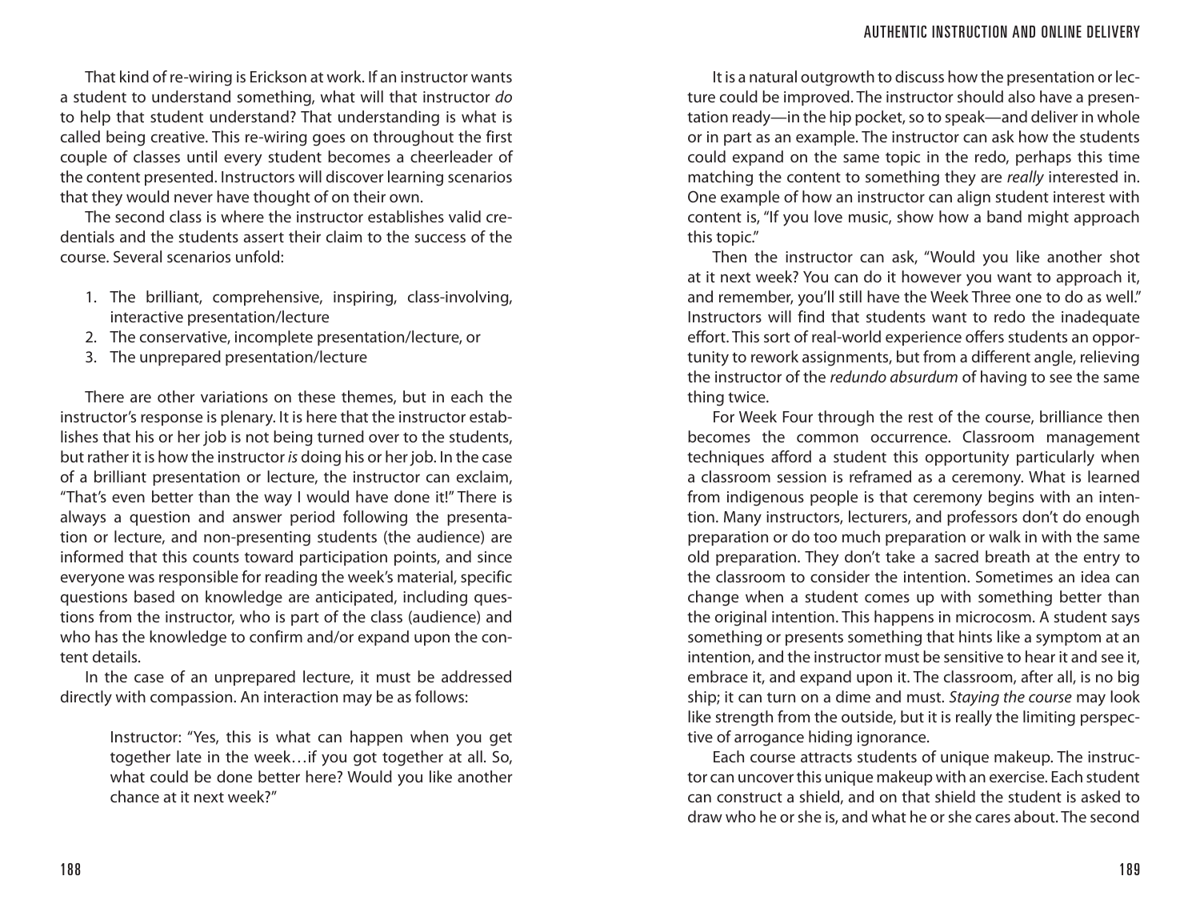That kind of re-wiring is Erickson at work. If an instructor wants a student to understand something, what will that instructor *do* to help that student understand? That understanding is what is called being creative. This re-wiring goes on throughout the first couple of classes until every student becomes a cheerleader of the content presented. Instructors will discover learning scenarios that they would never have thought of on their own.

The second class is where the instructor establishes valid credentials and the students assert their claim to the success of the course. Several scenarios unfold:

1. The brilliant, comprehensive, inspiring, class-involving, interactive presentation/lecture
2. The conservative, incomplete presentation/lecture, or
3. The unprepared presentation/lecture

There are other variations on these themes, but in each the instructor's response is plenary. It is here that the instructor establishes that his or her job is not being turned over to the students, but rather it is how the instructor *is* doing his or her job. In the case of a brilliant presentation or lecture, the instructor can exclaim, "That's even better than the way I would have done it!" There is always a question and answer period following the presentation or lecture, and non-presenting students (the audience) are informed that this counts toward participation points, and since everyone was responsible for reading the week's material, specific questions based on knowledge are anticipated, including questions from the instructor, who is part of the class (audience) and who has the knowledge to confirm and/or expand upon the content details.

In the case of an unprepared lecture, it must be addressed directly with compassion. An interaction may be as follows:

> Instructor: "Yes, this is what can happen when you get together late in the week…if you got together at all. So, what could be done better here? Would you like another chance at it next week?"

It is a natural outgrowth to discuss how the presentation or lecture could be improved. The instructor should also have a presentation ready—in the hip pocket, so to speak—and deliver in whole or in part as an example. The instructor can ask how the students could expand on the same topic in the redo, perhaps this time matching the content to something they are *really* interested in. One example of how an instructor can align student interest with content is, "If you love music, show how a band might approach this topic."

Then the instructor can ask, "Would you like another shot at it next week? You can do it however you want to approach it, and remember, you'll still have the Week Three one to do as well." Instructors will find that students want to redo the inadequate effort. This sort of real-world experience offers students an opportunity to rework assignments, but from a different angle, relieving the instructor of the *redundo absurdum* of having to see the same thing twice.

For Week Four through the rest of the course, brilliance then becomes the common occurrence. Classroom management techniques afford a student this opportunity particularly when a classroom session is reframed as a ceremony. What is learned from indigenous people is that ceremony begins with an intention. Many instructors, lecturers, and professors don't do enough preparation or do too much preparation or walk in with the same old preparation. They don't take a sacred breath at the entry to the classroom to consider the intention. Sometimes an idea can change when a student comes up with something better than the original intention. This happens in microcosm. A student says something or presents something that hints like a symptom at an intention, and the instructor must be sensitive to hear it and see it, embrace it, and expand upon it. The classroom, after all, is no big ship; it can turn on a dime and must. *Staying the course* may look like strength from the outside, but it is really the limiting perspective of arrogance hiding ignorance.

Each course attracts students of unique makeup. The instructor can uncover this unique makeup with an exercise. Each student can construct a shield, and on that shield the student is asked to draw who he or she is, and what he or she cares about. The second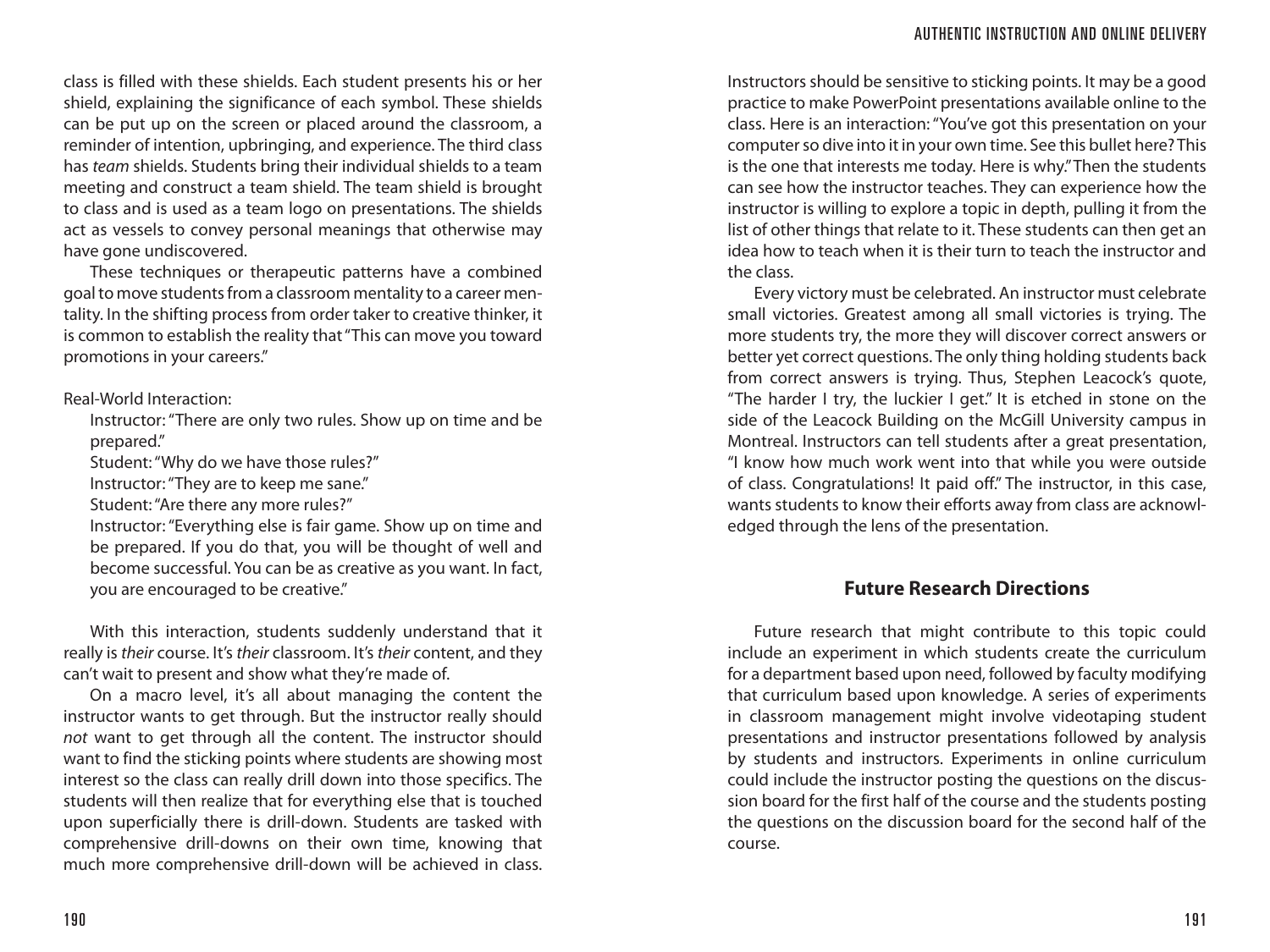class is filled with these shields. Each student presents his or her shield, explaining the significance of each symbol. These shields can be put up on the screen or placed around the classroom, a reminder of intention, upbringing, and experience. The third class has *team* shields. Students bring their individual shields to a team meeting and construct a team shield. The team shield is brought to class and is used as a team logo on presentations. The shields act as vessels to convey personal meanings that otherwise may have gone undiscovered.

These techniques or therapeutic patterns have a combined goal to move students from a classroom mentality to a career mentality. In the shifting process from order taker to creative thinker, it is common to establish the reality that "This can move you toward promotions in your careers."

Real-World Interaction:

> Instructor: "There are only two rules. Show up on time and be prepared."
> Student: "Why do we have those rules?"
> Instructor: "They are to keep me sane."
> Student: "Are there any more rules?"
> Instructor: "Everything else is fair game. Show up on time and be prepared. If you do that, you will be thought of well and become successful. You can be as creative as you want. In fact, you are encouraged to be creative."

With this interaction, students suddenly understand that it really is *their* course. It's *their* classroom. It's *their* content, and they can't wait to present and show what they're made of.

On a macro level, it's all about managing the content the instructor wants to get through. But the instructor really should *not* want to get through all the content. The instructor should want to find the sticking points where students are showing most interest so the class can really drill down into those specifics. The students will then realize that for everything else that is touched upon superficially there is drill-down. Students are tasked with comprehensive drill-downs on their own time, knowing that much more comprehensive drill-down will be achieved in class. Instructors should be sensitive to sticking points. It may be a good practice to make PowerPoint presentations available online to the class. Here is an interaction: "You've got this presentation on your computer so dive into it in your own time. See this bullet here? This is the one that interests me today. Here is why." Then the students can see how the instructor teaches. They can experience how the instructor is willing to explore a topic in depth, pulling it from the list of other things that relate to it. These students can then get an idea how to teach when it is their turn to teach the instructor and the class.

Every victory must be celebrated. An instructor must celebrate small victories. Greatest among all small victories is trying. The more students try, the more they will discover correct answers or better yet correct questions. The only thing holding students back from correct answers is trying. Thus, Stephen Leacock's quote, "The harder I try, the luckier I get." It is etched in stone on the side of the Leacock Building on the McGill University campus in Montreal. Instructors can tell students after a great presentation, "I know how much work went into that while you were outside of class. Congratulations! It paid off." The instructor, in this case, wants students to know their efforts away from class are acknowledged through the lens of the presentation.

## Future Research Directions

Future research that might contribute to this topic could include an experiment in which students create the curriculum for a department based upon need, followed by faculty modifying that curriculum based upon knowledge. A series of experiments in classroom management might involve videotaping student presentations and instructor presentations followed by analysis by students and instructors. Experiments in online curriculum could include the instructor posting the questions on the discussion board for the first half of the course and the students posting the questions on the discussion board for the second half of the course.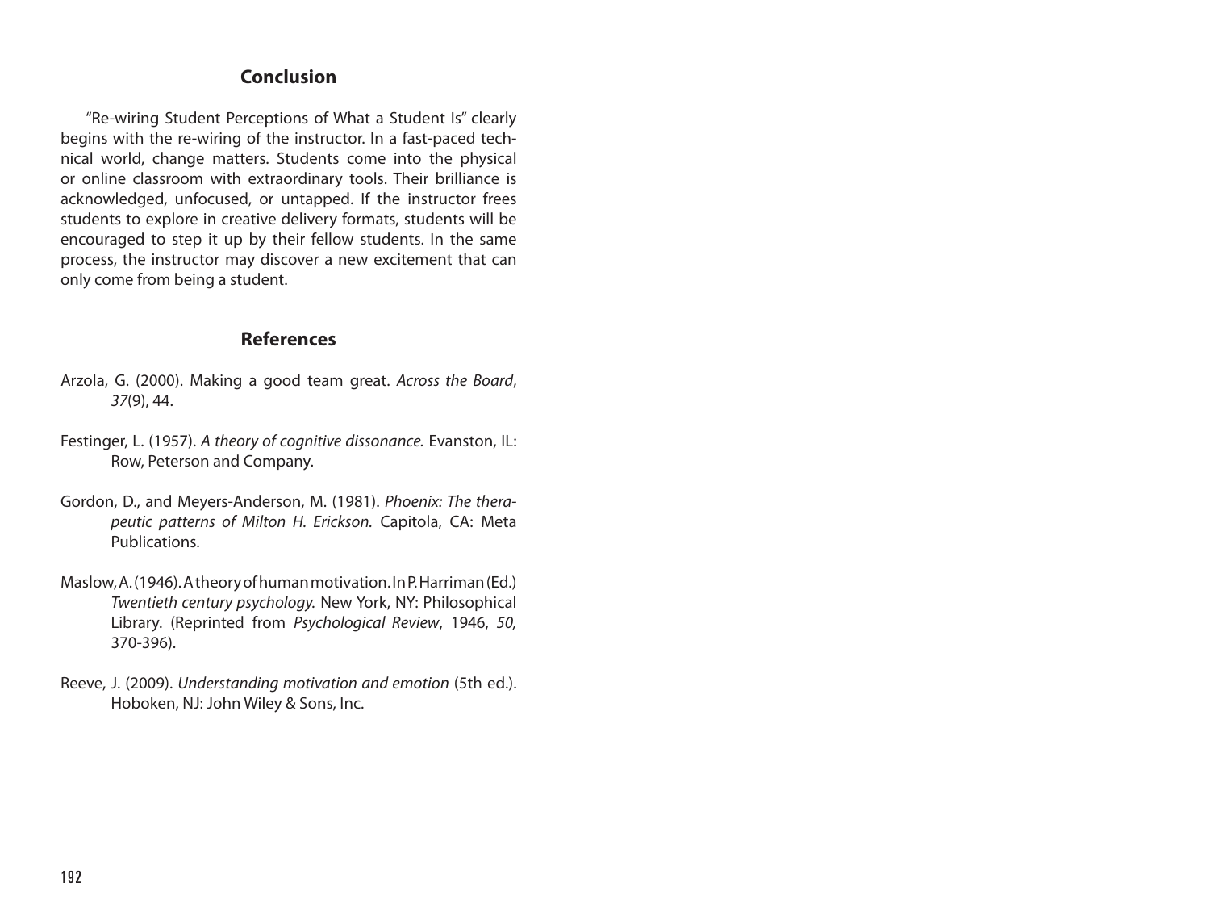## Conclusion

"Re-wiring Student Perceptions of What a Student Is" clearly begins with the re-wiring of the instructor. In a fast-paced technical world, change matters. Students come into the physical or online classroom with extraordinary tools. Their brilliance is acknowledged, unfocused, or untapped. If the instructor frees students to explore in creative delivery formats, students will be encouraged to step it up by their fellow students. In the same process, the instructor may discover a new excitement that can only come from being a student.

## References

Arzola, G. (2000). Making a good team great. *Across the Board*, *37*(9), 44.

Festinger, L. (1957). *A theory of cognitive dissonance.* Evanston, IL: Row, Peterson and Company.

Gordon, D., and Meyers-Anderson, M. (1981). *Phoenix: The therapeutic patterns of Milton H. Erickson.* Capitola, CA: Meta Publications.

Maslow, A. (1946). A theory of human motivation. In P. Harriman (Ed.) *Twentieth century psychology.* New York, NY: Philosophical Library. (Reprinted from *Psychological Review*, 1946, *50,* 370-396).

Reeve, J. (2009). *Understanding motivation and emotion* (5th ed.). Hoboken, NJ: John Wiley & Sons, Inc.